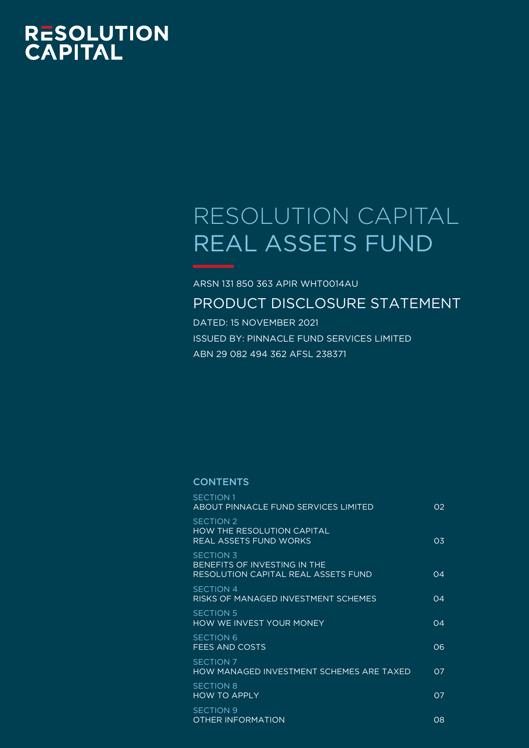RESOLUTION CAPITAL

# RESOLUTION CAPITAL REAL ASSETS FUND

ARSN 131 850 363 APIR WHT0014AU

## PRODUCT DISCLOSURE STATEMENT

DATED: 15 NOVEMBER 2021

ISSUED BY: PINNACLE FUND SERVICES LIMITED

ABN 29 082 494 362 AFSL 238371

### CONTENTS

| Section | Page |
|---|---|
| SECTION 1<br>ABOUT PINNACLE FUND SERVICES LIMITED | 02 |
| SECTION 2<br>HOW THE RESOLUTION CAPITAL REAL ASSETS FUND WORKS | 03 |
| SECTION 3<br>BENEFITS OF INVESTING IN THE RESOLUTION CAPITAL REAL ASSETS FUND | 04 |
| SECTION 4<br>RISKS OF MANAGED INVESTMENT SCHEMES | 04 |
| SECTION 5<br>HOW WE INVEST YOUR MONEY | 04 |
| SECTION 6<br>FEES AND COSTS | 06 |
| SECTION 7<br>HOW MANAGED INVESTMENT SCHEMES ARE TAXED | 07 |
| SECTION 8<br>HOW TO APPLY | 07 |
| SECTION 9<br>OTHER INFORMATION | 08 |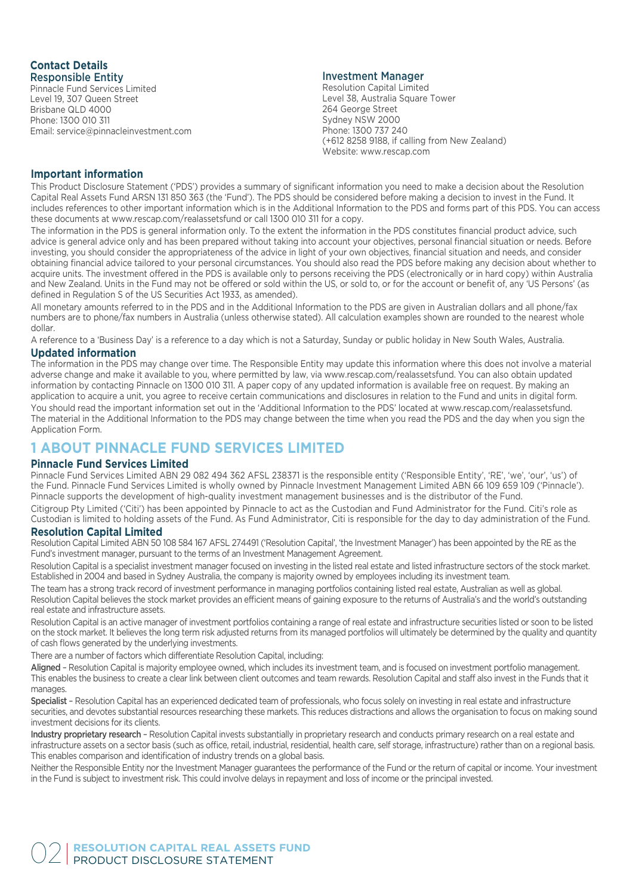## Contact Details

### Responsible Entity

Pinnacle Fund Services Limited
Level 19, 307 Queen Street
Brisbane QLD 4000
Phone: 1300 010 311
Email: service@pinnacleinvestment.com

### Investment Manager

Resolution Capital Limited
Level 38, Australia Square Tower
264 George Street
Sydney NSW 2000
Phone: 1300 737 240
(+612 8258 9188, if calling from New Zealand)
Website: www.rescap.com

## Important information

This Product Disclosure Statement ('PDS') provides a summary of significant information you need to make a decision about the Resolution Capital Real Assets Fund ARSN 131 850 363 (the 'Fund'). The PDS should be considered before making a decision to invest in the Fund. It includes references to other important information which is in the Additional Information to the PDS and forms part of this PDS. You can access these documents at www.rescap.com/realassetsfund or call 1300 010 311 for a copy.

The information in the PDS is general information only. To the extent the information in the PDS constitutes financial product advice, such advice is general advice only and has been prepared without taking into account your objectives, personal financial situation or needs. Before investing, you should consider the appropriateness of the advice in light of your own objectives, financial situation and needs, and consider obtaining financial advice tailored to your personal circumstances. You should also read the PDS before making any decision about whether to acquire units. The investment offered in the PDS is available only to persons receiving the PDS (electronically or in hard copy) within Australia and New Zealand. Units in the Fund may not be offered or sold within the US, or sold to, or for the account or benefit of, any 'US Persons' (as defined in Regulation S of the US Securities Act 1933, as amended).

All monetary amounts referred to in the PDS and in the Additional Information to the PDS are given in Australian dollars and all phone/fax numbers are to phone/fax numbers in Australia (unless otherwise stated). All calculation examples shown are rounded to the nearest whole dollar.

A reference to a 'Business Day' is a reference to a day which is not a Saturday, Sunday or public holiday in New South Wales, Australia.

## Updated information

The information in the PDS may change over time. The Responsible Entity may update this information where this does not involve a material adverse change and make it available to you, where permitted by law, via www.rescap.com/realassetsfund. You can also obtain updated information by contacting Pinnacle on 1300 010 311. A paper copy of any updated information is available free on request. By making an application to acquire a unit, you agree to receive certain communications and disclosures in relation to the Fund and units in digital form.

You should read the important information set out in the 'Additional Information to the PDS' located at www.rescap.com/realassetsfund. The material in the Additional Information to the PDS may change between the time when you read the PDS and the day when you sign the Application Form.

# 1 ABOUT PINNACLE FUND SERVICES LIMITED

## Pinnacle Fund Services Limited

Pinnacle Fund Services Limited ABN 29 082 494 362 AFSL 238371 is the responsible entity ('Responsible Entity', 'RE', 'we', 'our', 'us') of the Fund. Pinnacle Fund Services Limited is wholly owned by Pinnacle Investment Management Limited ABN 66 109 659 109 ('Pinnacle'). Pinnacle supports the development of high-quality investment management businesses and is the distributor of the Fund.

Citigroup Pty Limited ('Citi') has been appointed by Pinnacle to act as the Custodian and Fund Administrator for the Fund. Citi's role as Custodian is limited to holding assets of the Fund. As Fund Administrator, Citi is responsible for the day to day administration of the Fund.

## Resolution Capital Limited

Resolution Capital Limited ABN 50 108 584 167 AFSL 274491 ('Resolution Capital', 'the Investment Manager') has been appointed by the RE as the Fund's investment manager, pursuant to the terms of an Investment Management Agreement.

Resolution Capital is a specialist investment manager focused on investing in the listed real estate and listed infrastructure sectors of the stock market. Established in 2004 and based in Sydney Australia, the company is majority owned by employees including its investment team.

The team has a strong track record of investment performance in managing portfolios containing listed real estate, Australian as well as global. Resolution Capital believes the stock market provides an efficient means of gaining exposure to the returns of Australia's and the world's outstanding real estate and infrastructure assets.

Resolution Capital is an active manager of investment portfolios containing a range of real estate and infrastructure securities listed or soon to be listed on the stock market. It believes the long term risk adjusted returns from its managed portfolios will ultimately be determined by the quality and quantity of cash flows generated by the underlying investments.

There are a number of factors which differentiate Resolution Capital, including:

**Aligned** – Resolution Capital is majority employee owned, which includes its investment team, and is focused on investment portfolio management. This enables the business to create a clear link between client outcomes and team rewards. Resolution Capital and staff also invest in the Funds that it manages.

**Specialist** – Resolution Capital has an experienced dedicated team of professionals, who focus solely on investing in real estate and infrastructure securities, and devotes substantial resources researching these markets. This reduces distractions and allows the organisation to focus on making sound investment decisions for its clients.

**Industry proprietary research** – Resolution Capital invests substantially in proprietary research and conducts primary research on a real estate and infrastructure assets on a sector basis (such as office, retail, industrial, residential, health care, self storage, infrastructure) rather than on a regional basis. This enables comparison and identification of industry trends on a global basis.

Neither the Responsible Entity nor the Investment Manager guarantees the performance of the Fund or the return of capital or income. Your investment in the Fund is subject to investment risk. This could involve delays in repayment and loss of income or the principal invested.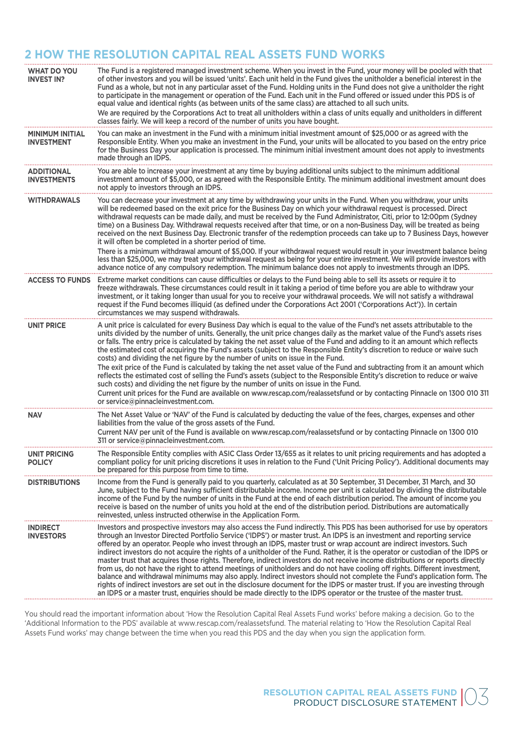## 2 HOW THE RESOLUTION CAPITAL REAL ASSETS FUND WORKS

| | |
|---|---|
| **WHAT DO YOU INVEST IN?** | The Fund is a registered managed investment scheme. When you invest in the Fund, your money will be pooled with that of other investors and you will be issued 'units'. Each unit held in the Fund gives the unitholder a beneficial interest in the Fund as a whole, but not in any particular asset of the Fund. Holding units in the Fund does not give a unitholder the right to participate in the management or operation of the Fund. Each unit in the Fund offered or issued under this PDS is of equal value and identical rights (as between units of the same class) are attached to all such units.<br>We are required by the Corporations Act to treat all unitholders within a class of units equally and unitholders in different classes fairly. We will keep a record of the number of units you have bought. |
| **MINIMUM INITIAL INVESTMENT** | You can make an investment in the Fund with a minimum initial investment amount of $25,000 or as agreed with the Responsible Entity. When you make an investment in the Fund, your units will be allocated to you based on the entry price for the Business Day your application is processed. The minimum initial investment amount does not apply to investments made through an IDPS. |
| **ADDITIONAL INVESTMENTS** | You are able to increase your investment at any time by buying additional units subject to the minimum additional investment amount of $5,000, or as agreed with the Responsible Entity. The minimum additional investment amount does not apply to investors through an IDPS. |
| **WITHDRAWALS** | You can decrease your investment at any time by withdrawing your units in the Fund. When you withdraw, your units will be redeemed based on the exit price for the Business Day on which your withdrawal request is processed. Direct withdrawal requests can be made daily, and must be received by the Fund Administrator, Citi, prior to 12:00pm (Sydney time) on a Business Day. Withdrawal requests received after that time, or on a non-Business Day, will be treated as being received on the next Business Day. Electronic transfer of the redemption proceeds can take up to 7 Business Days, however it will often be completed in a shorter period of time.<br>There is a minimum withdrawal amount of $5,000. If your withdrawal request would result in your investment balance being less than $25,000, we may treat your withdrawal request as being for your entire investment. We will provide investors with advance notice of any compulsory redemption. The minimum balance does not apply to investments through an IDPS. |
| **ACCESS TO FUNDS** | Extreme market conditions can cause difficulties or delays to the Fund being able to sell its assets or require it to freeze withdrawals. These circumstances could result in it taking a period of time before you are able to withdraw your investment, or it taking longer than usual for you to receive your withdrawal proceeds. We will not satisfy a withdrawal request if the Fund becomes illiquid (as defined under the Corporations Act 2001 ('Corporations Act')). In certain circumstances we may suspend withdrawals. |
| **UNIT PRICE** | A unit price is calculated for every Business Day which is equal to the value of the Fund's net assets attributable to the units divided by the number of units. Generally, the unit price changes daily as the market value of the Fund's assets rises or falls. The entry price is calculated by taking the net asset value of the Fund and adding to it an amount which reflects the estimated cost of acquiring the Fund's assets (subject to the Responsible Entity's discretion to reduce or waive such costs) and dividing the net figure by the number of units on issue in the Fund.<br>The exit price of the Fund is calculated by taking the net asset value of the Fund and subtracting from it an amount which reflects the estimated cost of selling the Fund's assets (subject to the Responsible Entity's discretion to reduce or waive such costs) and dividing the net figure by the number of units on issue in the Fund.<br>Current unit prices for the Fund are available on www.rescap.com/realassetsfund or by contacting Pinnacle on 1300 010 311 or service@pinnacleinvestment.com. |
| **NAV** | The Net Asset Value or 'NAV' of the Fund is calculated by deducting the value of the fees, charges, expenses and other liabilities from the value of the gross assets of the Fund.<br>Current NAV per unit of the Fund is available on www.rescap.com/realassetsfund or by contacting Pinnacle on 1300 010 311 or service@pinnacleinvestment.com. |
| **UNIT PRICING POLICY** | The Responsible Entity complies with ASIC Class Order 13/655 as it relates to unit pricing requirements and has adopted a compliant policy for unit pricing discretions it uses in relation to the Fund ('Unit Pricing Policy'). Additional documents may be prepared for this purpose from time to time. |
| **DISTRIBUTIONS** | Income from the Fund is generally paid to you quarterly, calculated as at 30 September, 31 December, 31 March, and 30 June, subject to the Fund having sufficient distributable income. Income per unit is calculated by dividing the distributable income of the Fund by the number of units in the Fund at the end of each distribution period. The amount of income you receive is based on the number of units you hold at the end of the distribution period. Distributions are automatically reinvested, unless instructed otherwise in the Application Form. |
| **INDIRECT INVESTORS** | Investors and prospective investors may also access the Fund indirectly. This PDS has been authorised for use by operators through an Investor Directed Portfolio Service ('IDPS') or master trust. An IDPS is an investment and reporting service offered by an operator. People who invest through an IDPS, master trust or wrap account are indirect investors. Such indirect investors do not acquire the rights of a unitholder of the Fund. Rather, it is the operator or custodian of the IDPS or master trust that acquires those rights. Therefore, indirect investors do not receive income distributions or reports directly from us, do not have the right to attend meetings of unitholders and do not have cooling off rights. Different investment, balance and withdrawal minimums may also apply. Indirect investors should not complete the Fund's application form. The rights of indirect investors are set out in the disclosure document for the IDPS or master trust. If you are investing through an IDPS or a master trust, enquiries should be made directly to the IDPS operator or the trustee of the master trust. |

You should read the important information about 'How the Resolution Capital Real Assets Fund works' before making a decision. Go to the 'Additional Information to the PDS' available at www.rescap.com/realassetsfund. The material relating to 'How the Resolution Capital Real Assets Fund works' may change between the time when you read this PDS and the day when you sign the application form.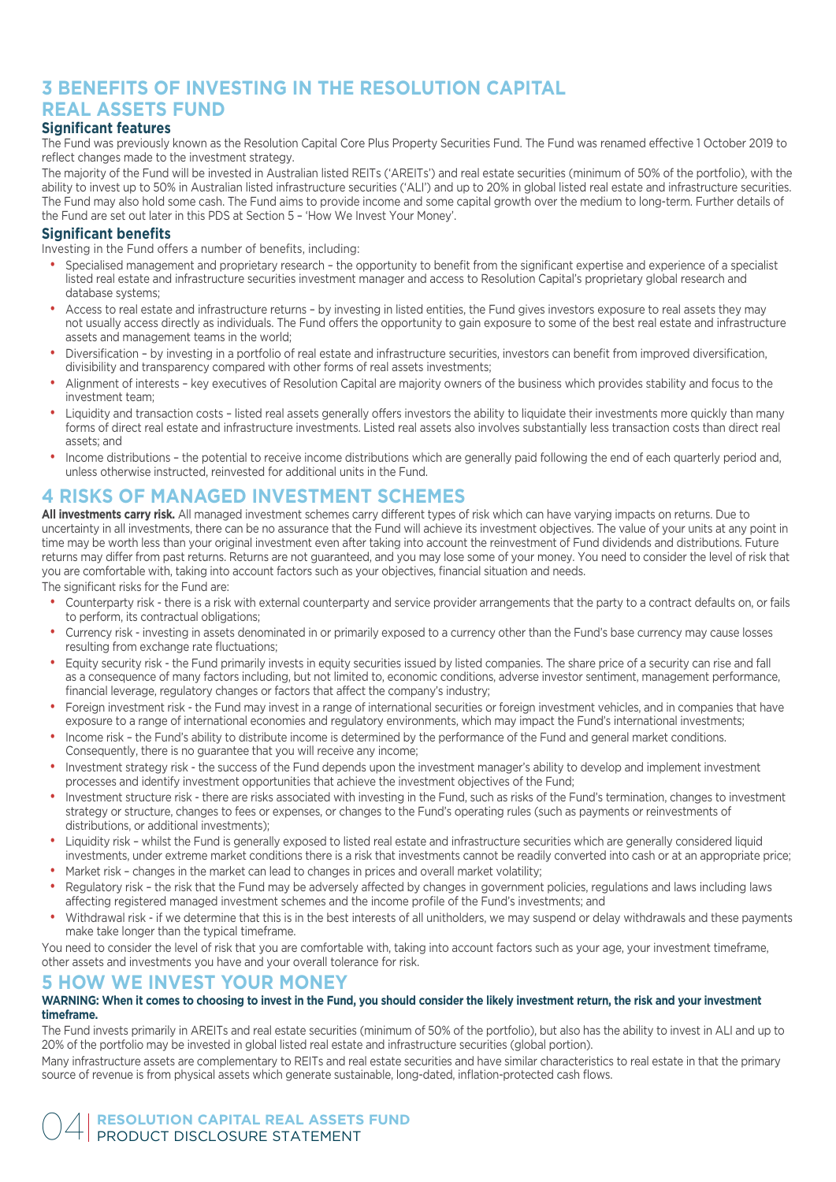# 3 BENEFITS OF INVESTING IN THE RESOLUTION CAPITAL REAL ASSETS FUND

### Significant features

The Fund was previously known as the Resolution Capital Core Plus Property Securities Fund. The Fund was renamed effective 1 October 2019 to reflect changes made to the investment strategy.

The majority of the Fund will be invested in Australian listed REITs ('AREITs') and real estate securities (minimum of 50% of the portfolio), with the ability to invest up to 50% in Australian listed infrastructure securities ('ALI') and up to 20% in global listed real estate and infrastructure securities. The Fund may also hold some cash. The Fund aims to provide income and some capital growth over the medium to long-term. Further details of the Fund are set out later in this PDS at Section 5 – 'How We Invest Your Money'.

### Significant benefits

Investing in the Fund offers a number of benefits, including:

- Specialised management and proprietary research – the opportunity to benefit from the significant expertise and experience of a specialist listed real estate and infrastructure securities investment manager and access to Resolution Capital's proprietary global research and database systems;
- Access to real estate and infrastructure returns – by investing in listed entities, the Fund gives investors exposure to real assets they may not usually access directly as individuals. The Fund offers the opportunity to gain exposure to some of the best real estate and infrastructure assets and management teams in the world;
- Diversification – by investing in a portfolio of real estate and infrastructure securities, investors can benefit from improved diversification, divisibility and transparency compared with other forms of real assets investments;
- Alignment of interests – key executives of Resolution Capital are majority owners of the business which provides stability and focus to the investment team;
- Liquidity and transaction costs – listed real assets generally offers investors the ability to liquidate their investments more quickly than many forms of direct real estate and infrastructure investments. Listed real assets also involves substantially less transaction costs than direct real assets; and
- Income distributions – the potential to receive income distributions which are generally paid following the end of each quarterly period and, unless otherwise instructed, reinvested for additional units in the Fund.

# 4 RISKS OF MANAGED INVESTMENT SCHEMES

**All investments carry risk.** All managed investment schemes carry different types of risk which can have varying impacts on returns. Due to uncertainty in all investments, there can be no assurance that the Fund will achieve its investment objectives. The value of your units at any point in time may be worth less than your original investment even after taking into account the reinvestment of Fund dividends and distributions. Future returns may differ from past returns. Returns are not guaranteed, and you may lose some of your money. You need to consider the level of risk that you are comfortable with, taking into account factors such as your objectives, financial situation and needs.

The significant risks for the Fund are:

- Counterparty risk - there is a risk with external counterparty and service provider arrangements that the party to a contract defaults on, or fails to perform, its contractual obligations;
- Currency risk - investing in assets denominated in or primarily exposed to a currency other than the Fund's base currency may cause losses resulting from exchange rate fluctuations;
- Equity security risk - the Fund primarily invests in equity securities issued by listed companies. The share price of a security can rise and fall as a consequence of many factors including, but not limited to, economic conditions, adverse investor sentiment, management performance, financial leverage, regulatory changes or factors that affect the company's industry;
- Foreign investment risk - the Fund may invest in a range of international securities or foreign investment vehicles, and in companies that have exposure to a range of international economies and regulatory environments, which may impact the Fund's international investments;
- Income risk – the Fund's ability to distribute income is determined by the performance of the Fund and general market conditions. Consequently, there is no guarantee that you will receive any income;
- Investment strategy risk - the success of the Fund depends upon the investment manager's ability to develop and implement investment processes and identify investment opportunities that achieve the investment objectives of the Fund;
- Investment structure risk - there are risks associated with investing in the Fund, such as risks of the Fund's termination, changes to investment strategy or structure, changes to fees or expenses, or changes to the Fund's operating rules (such as payments or reinvestments of distributions, or additional investments);
- Liquidity risk – whilst the Fund is generally exposed to listed real estate and infrastructure securities which are generally considered liquid investments, under extreme market conditions there is a risk that investments cannot be readily converted into cash or at an appropriate price;
- Market risk – changes in the market can lead to changes in prices and overall market volatility;
- Regulatory risk – the risk that the Fund may be adversely affected by changes in government policies, regulations and laws including laws affecting registered managed investment schemes and the income profile of the Fund's investments; and
- Withdrawal risk - if we determine that this is in the best interests of all unitholders, we may suspend or delay withdrawals and these payments make take longer than the typical timeframe.

You need to consider the level of risk that you are comfortable with, taking into account factors such as your age, your investment timeframe, other assets and investments you have and your overall tolerance for risk.

# 5 HOW WE INVEST YOUR MONEY

**WARNING: When it comes to choosing to invest in the Fund, you should consider the likely investment return, the risk and your investment timeframe.**

The Fund invests primarily in AREITs and real estate securities (minimum of 50% of the portfolio), but also has the ability to invest in ALI and up to 20% of the portfolio may be invested in global listed real estate and infrastructure securities (global portion).

Many infrastructure assets are complementary to REITs and real estate securities and have similar characteristics to real estate in that the primary source of revenue is from physical assets which generate sustainable, long-dated, inflation-protected cash flows.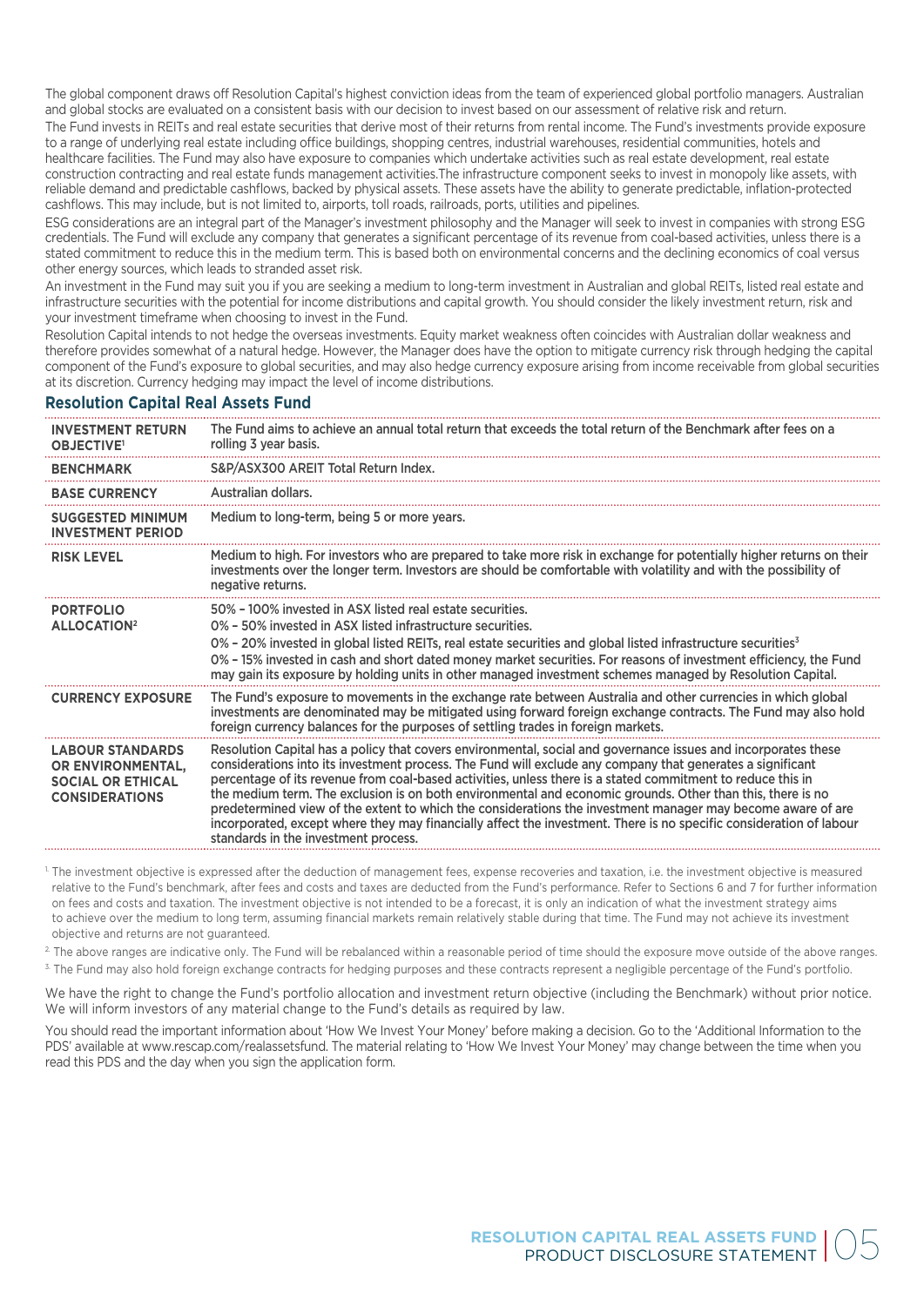The global component draws off Resolution Capital's highest conviction ideas from the team of experienced global portfolio managers. Australian and global stocks are evaluated on a consistent basis with our decision to invest based on our assessment of relative risk and return.

The Fund invests in REITs and real estate securities that derive most of their returns from rental income. The Fund's investments provide exposure to a range of underlying real estate including office buildings, shopping centres, industrial warehouses, residential communities, hotels and healthcare facilities. The Fund may also have exposure to companies which undertake activities such as real estate development, real estate construction contracting and real estate funds management activities.The infrastructure component seeks to invest in monopoly like assets, with reliable demand and predictable cashflows, backed by physical assets. These assets have the ability to generate predictable, inflation-protected cashflows. This may include, but is not limited to, airports, toll roads, railroads, ports, utilities and pipelines.

ESG considerations are an integral part of the Manager's investment philosophy and the Manager will seek to invest in companies with strong ESG credentials. The Fund will exclude any company that generates a significant percentage of its revenue from coal-based activities, unless there is a stated commitment to reduce this in the medium term. This is based both on environmental concerns and the declining economics of coal versus other energy sources, which leads to stranded asset risk.

An investment in the Fund may suit you if you are seeking a medium to long-term investment in Australian and global REITs, listed real estate and infrastructure securities with the potential for income distributions and capital growth. You should consider the likely investment return, risk and your investment timeframe when choosing to invest in the Fund.

Resolution Capital intends to not hedge the overseas investments. Equity market weakness often coincides with Australian dollar weakness and therefore provides somewhat of a natural hedge. However, the Manager does have the option to mitigate currency risk through hedging the capital component of the Fund's exposure to global securities, and may also hedge currency exposure arising from income receivable from global securities at its discretion. Currency hedging may impact the level of income distributions.

## Resolution Capital Real Assets Fund

| | |
|---|---|
| **INVESTMENT RETURN OBJECTIVE**[1] | The Fund aims to achieve an annual total return that exceeds the total return of the Benchmark after fees on a rolling 3 year basis. |
| **BENCHMARK** | S&P/ASX300 AREIT Total Return Index. |
| **BASE CURRENCY** | Australian dollars. |
| **SUGGESTED MINIMUM INVESTMENT PERIOD** | Medium to long-term, being 5 or more years. |
| **RISK LEVEL** | Medium to high. For investors who are prepared to take more risk in exchange for potentially higher returns on their investments over the longer term. Investors are should be comfortable with volatility and with the possibility of negative returns. |
| **PORTFOLIO ALLOCATION**[2] | 50% – 100% invested in ASX listed real estate securities.<br>0% – 50% invested in ASX listed infrastructure securities.<br>0% – 20% invested in global listed REITs, real estate securities and global listed infrastructure securities[3]<br>0% – 15% invested in cash and short dated money market securities. For reasons of investment efficiency, the Fund may gain its exposure by holding units in other managed investment schemes managed by Resolution Capital. |
| **CURRENCY EXPOSURE** | The Fund's exposure to movements in the exchange rate between Australia and other currencies in which global investments are denominated may be mitigated using forward foreign exchange contracts. The Fund may also hold foreign currency balances for the purposes of settling trades in foreign markets. |
| **LABOUR STANDARDS OR ENVIRONMENTAL, SOCIAL OR ETHICAL CONSIDERATIONS** | Resolution Capital has a policy that covers environmental, social and governance issues and incorporates these considerations into its investment process. The Fund will exclude any company that generates a significant percentage of its revenue from coal-based activities, unless there is a stated commitment to reduce this in the medium term. The exclusion is on both environmental and economic grounds. Other than this, there is no predetermined view of the extent to which the considerations the investment manager may become aware of are incorporated, except where they may financially affect the investment. There is no specific consideration of labour standards in the investment process. |

[1] The investment objective is expressed after the deduction of management fees, expense recoveries and taxation, i.e. the investment objective is measured relative to the Fund's benchmark, after fees and costs and taxes are deducted from the Fund's performance. Refer to Sections 6 and 7 for further information on fees and costs and taxation. The investment objective is not intended to be a forecast, it is only an indication of what the investment strategy aims to achieve over the medium to long term, assuming financial markets remain relatively stable during that time. The Fund may not achieve its investment objective and returns are not guaranteed.

[2] The above ranges are indicative only. The Fund will be rebalanced within a reasonable period of time should the exposure move outside of the above ranges.

[3] The Fund may also hold foreign exchange contracts for hedging purposes and these contracts represent a negligible percentage of the Fund's portfolio.

We have the right to change the Fund's portfolio allocation and investment return objective (including the Benchmark) without prior notice. We will inform investors of any material change to the Fund's details as required by law.

You should read the important information about 'How We Invest Your Money' before making a decision. Go to the 'Additional Information to the PDS' available at www.rescap.com/realassetsfund. The material relating to 'How We Invest Your Money' may change between the time when you read this PDS and the day when you sign the application form.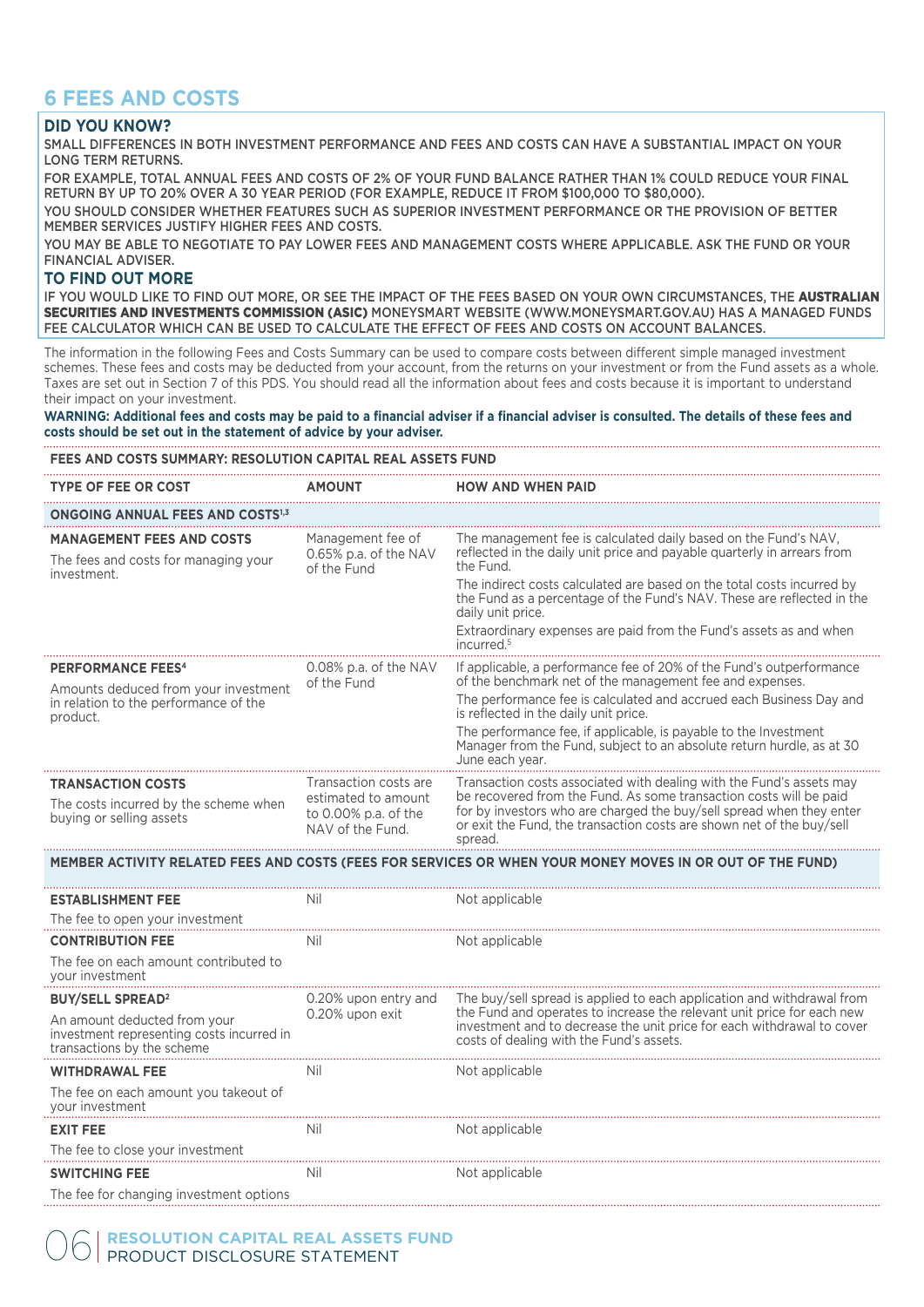# 6 FEES AND COSTS

**DID YOU KNOW?**

SMALL DIFFERENCES IN BOTH INVESTMENT PERFORMANCE AND FEES AND COSTS CAN HAVE A SUBSTANTIAL IMPACT ON YOUR LONG TERM RETURNS.

FOR EXAMPLE, TOTAL ANNUAL FEES AND COSTS OF 2% OF YOUR FUND BALANCE RATHER THAN 1% COULD REDUCE YOUR FINAL RETURN BY UP TO 20% OVER A 30 YEAR PERIOD (FOR EXAMPLE, REDUCE IT FROM $100,000 TO $80,000).

YOU SHOULD CONSIDER WHETHER FEATURES SUCH AS SUPERIOR INVESTMENT PERFORMANCE OR THE PROVISION OF BETTER MEMBER SERVICES JUSTIFY HIGHER FEES AND COSTS.

YOU MAY BE ABLE TO NEGOTIATE TO PAY LOWER FEES AND MANAGEMENT COSTS WHERE APPLICABLE. ASK THE FUND OR YOUR FINANCIAL ADVISER.

**TO FIND OUT MORE**

IF YOU WOULD LIKE TO FIND OUT MORE, OR SEE THE IMPACT OF THE FEES BASED ON YOUR OWN CIRCUMSTANCES, THE **AUSTRALIAN SECURITIES AND INVESTMENTS COMMISSION (ASIC)** MONEYSMART WEBSITE (WWW.MONEYSMART.GOV.AU) HAS A MANAGED FUNDS FEE CALCULATOR WHICH CAN BE USED TO CALCULATE THE EFFECT OF FEES AND COSTS ON ACCOUNT BALANCES.

The information in the following Fees and Costs Summary can be used to compare costs between different simple managed investment schemes. These fees and costs may be deducted from your account, from the returns on your investment or from the Fund assets as a whole. Taxes are set out in Section 7 of this PDS. You should read all the information about fees and costs because it is important to understand their impact on your investment.

**WARNING: Additional fees and costs may be paid to a financial adviser if a financial adviser is consulted. The details of these fees and costs should be set out in the statement of advice by your adviser.**

**FEES AND COSTS SUMMARY: RESOLUTION CAPITAL REAL ASSETS FUND**

| TYPE OF FEE OR COST | AMOUNT | HOW AND WHEN PAID |
|---|---|---|
| **ONGOING ANNUAL FEES AND COSTS[1,3]** | | |
| **MANAGEMENT FEES AND COSTS**<br>The fees and costs for managing your investment. | Management fee of 0.65% p.a. of the NAV of the Fund | The management fee is calculated daily based on the Fund's NAV, reflected in the daily unit price and payable quarterly in arrears from the Fund.<br>The indirect costs calculated are based on the total costs incurred by the Fund as a percentage of the Fund's NAV. These are reflected in the daily unit price.<br>Extraordinary expenses are paid from the Fund's assets as and when incurred.[5] |
| **PERFORMANCE FEES[4]**<br>Amounts deduced from your investment in relation to the performance of the product. | 0.08% p.a. of the NAV of the Fund | If applicable, a performance fee of 20% of the Fund's outperformance of the benchmark net of the management fee and expenses.<br>The performance fee is calculated and accrued each Business Day and is reflected in the daily unit price.<br>The performance fee, if applicable, is payable to the Investment Manager from the Fund, subject to an absolute return hurdle, as at 30 June each year. |
| **TRANSACTION COSTS**<br>The costs incurred by the scheme when buying or selling assets | Transaction costs are estimated to amount to 0.00% p.a. of the NAV of the Fund. | Transaction costs associated with dealing with the Fund's assets may be recovered from the Fund. As some transaction costs will be paid for by investors who are charged the buy/sell spread when they enter or exit the Fund, the transaction costs are shown net of the buy/sell spread. |
| **MEMBER ACTIVITY RELATED FEES AND COSTS (FEES FOR SERVICES OR WHEN YOUR MONEY MOVES IN OR OUT OF THE FUND)** | | |
| **ESTABLISHMENT FEE**<br>The fee to open your investment | Nil | Not applicable |
| **CONTRIBUTION FEE**<br>The fee on each amount contributed to your investment | Nil | Not applicable |
| **BUY/SELL SPREAD[2]**<br>An amount deducted from your investment representing costs incurred in transactions by the scheme | 0.20% upon entry and 0.20% upon exit | The buy/sell spread is applied to each application and withdrawal from the Fund and operates to increase the relevant unit price for each new investment and to decrease the unit price for each withdrawal to cover costs of dealing with the Fund's assets. |
| **WITHDRAWAL FEE**<br>The fee on each amount you takeout of your investment | Nil | Not applicable |
| **EXIT FEE**<br>The fee to close your investment | Nil | Not applicable |
| **SWITCHING FEE**<br>The fee for changing investment options | Nil | Not applicable |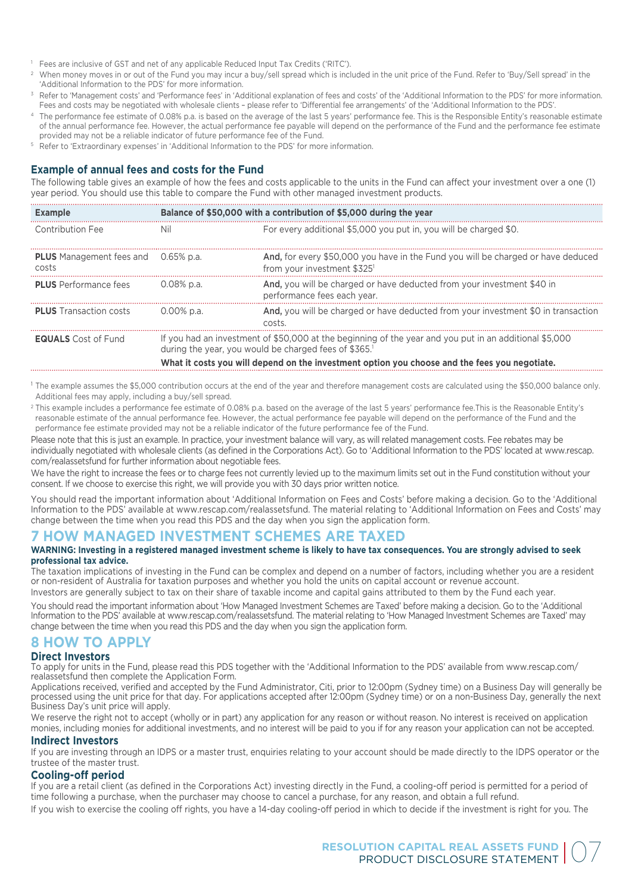[1] Fees are inclusive of GST and net of any applicable Reduced Input Tax Credits ('RITC').

[2] When money moves in or out of the Fund you may incur a buy/sell spread which is included in the unit price of the Fund. Refer to 'Buy/Sell spread' in the 'Additional Information to the PDS' for more information.

[3] Refer to 'Management costs' and 'Performance fees' in 'Additional explanation of fees and costs' of the 'Additional Information to the PDS' for more information. Fees and costs may be negotiated with wholesale clients – please refer to 'Differential fee arrangements' of the 'Additional Information to the PDS'.

[4] The performance fee estimate of 0.08% p.a. is based on the average of the last 5 years' performance fee. This is the Responsible Entity's reasonable estimate of the annual performance fee. However, the actual performance fee payable will depend on the performance of the Fund and the performance fee estimate provided may not be a reliable indicator of future performance fee of the Fund.

[5] Refer to 'Extraordinary expenses' in 'Additional Information to the PDS' for more information.

### Example of annual fees and costs for the Fund

The following table gives an example of how the fees and costs applicable to the units in the Fund can affect your investment over a one (1) year period. You should use this table to compare the Fund with other managed investment products.

| Example | Balance of $50,000 with a contribution of $5,000 during the year | |
|---|---|---|
| Contribution Fee | Nil | For every additional $5,000 you put in, you will be charged $0. |
| **PLUS** Management fees and costs | 0.65% p.a. | **And,** for every $50,000 you have in the Fund you will be charged or have deducted from your investment $325[1] |
| **PLUS** Performance fees | 0.08% p.a. | **And,** you will be charged or have deducted from your investment $40 in performance fees each year. |
| **PLUS** Transaction costs | 0.00% p.a. | **And,** you will be charged or have deducted from your investment $0 in transaction costs. |
| **EQUALS** Cost of Fund | If you had an investment of $50,000 at the beginning of the year and you put in an additional $5,000 during the year, you would be charged fees of $365.[1] **What it costs you will depend on the investment option you choose and the fees you negotiate.** | |

[1] The example assumes the $5,000 contribution occurs at the end of the year and therefore management costs are calculated using the $50,000 balance only. Additional fees may apply, including a buy/sell spread.

[2] This example includes a performance fee estimate of 0.08% p.a. based on the average of the last 5 years' performance fee.This is the Reasonable Entity's reasonable estimate of the annual performance fee. However, the actual performance fee payable will depend on the performance of the Fund and the performance fee estimate provided may not be a reliable indicator of the future performance fee of the Fund.

Please note that this is just an example. In practice, your investment balance will vary, as will related management costs. Fee rebates may be individually negotiated with wholesale clients (as defined in the Corporations Act). Go to 'Additional Information to the PDS' located at www.rescap.com/realassetsfund for further information about negotiable fees.

We have the right to increase the fees or to charge fees not currently levied up to the maximum limits set out in the Fund constitution without your consent. If we choose to exercise this right, we will provide you with 30 days prior written notice.

You should read the important information about 'Additional Information on Fees and Costs' before making a decision. Go to the 'Additional Information to the PDS' available at www.rescap.com/realassetsfund. The material relating to 'Additional Information on Fees and Costs' may change between the time when you read this PDS and the day when you sign the application form.

## 7 HOW MANAGED INVESTMENT SCHEMES ARE TAXED

**WARNING: Investing in a registered managed investment scheme is likely to have tax consequences. You are strongly advised to seek professional tax advice.**

The taxation implications of investing in the Fund can be complex and depend on a number of factors, including whether you are a resident or non-resident of Australia for taxation purposes and whether you hold the units on capital account or revenue account.

Investors are generally subject to tax on their share of taxable income and capital gains attributed to them by the Fund each year.

You should read the important information about 'How Managed Investment Schemes are Taxed' before making a decision. Go to the 'Additional Information to the PDS' available at www.rescap.com/realassetsfund. The material relating to 'How Managed Investment Schemes are Taxed' may change between the time when you read this PDS and the day when you sign the application form.

## 8 HOW TO APPLY

### Direct Investors

To apply for units in the Fund, please read this PDS together with the 'Additional Information to the PDS' available from www.rescap.com/realassetsfund then complete the Application Form.

Applications received, verified and accepted by the Fund Administrator, Citi, prior to 12:00pm (Sydney time) on a Business Day will generally be processed using the unit price for that day. For applications accepted after 12:00pm (Sydney time) or on a non-Business Day, generally the next Business Day's unit price will apply.

We reserve the right not to accept (wholly or in part) any application for any reason or without reason. No interest is received on application monies, including monies for additional investments, and no interest will be paid to you if for any reason your application can not be accepted.

### Indirect Investors

If you are investing through an IDPS or a master trust, enquiries relating to your account should be made directly to the IDPS operator or the trustee of the master trust.

### Cooling-off period

If you are a retail client (as defined in the Corporations Act) investing directly in the Fund, a cooling-off period is permitted for a period of time following a purchase, when the purchaser may choose to cancel a purchase, for any reason, and obtain a full refund.

If you wish to exercise the cooling off rights, you have a 14-day cooling-off period in which to decide if the investment is right for you. The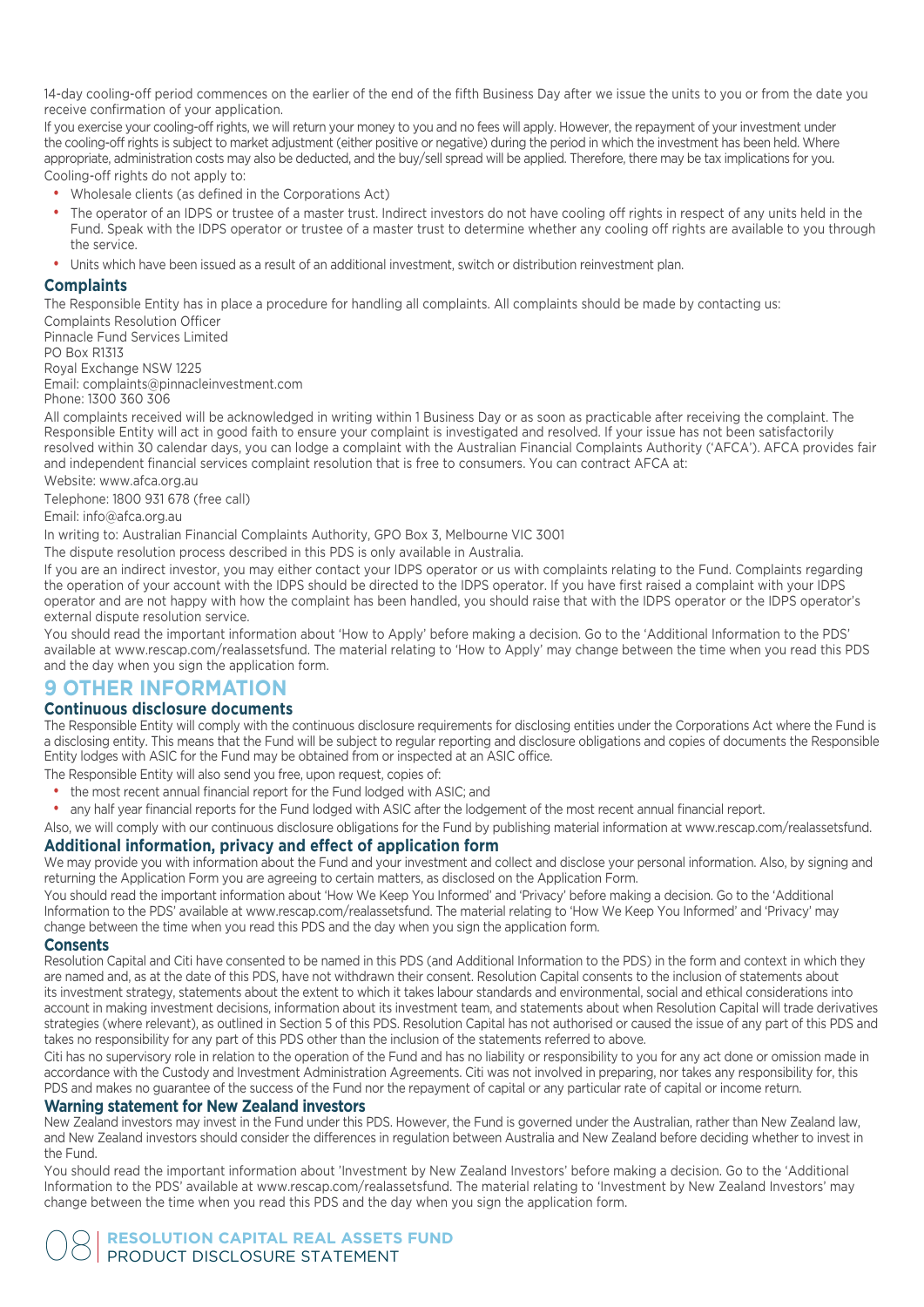14-day cooling-off period commences on the earlier of the end of the fifth Business Day after we issue the units to you or from the date you receive confirmation of your application.

If you exercise your cooling-off rights, we will return your money to you and no fees will apply. However, the repayment of your investment under the cooling-off rights is subject to market adjustment (either positive or negative) during the period in which the investment has been held. Where appropriate, administration costs may also be deducted, and the buy/sell spread will be applied. Therefore, there may be tax implications for you.

Cooling-off rights do not apply to:

- Wholesale clients (as defined in the Corporations Act)
- The operator of an IDPS or trustee of a master trust. Indirect investors do not have cooling off rights in respect of any units held in the Fund. Speak with the IDPS operator or trustee of a master trust to determine whether any cooling off rights are available to you through the service.
- Units which have been issued as a result of an additional investment, switch or distribution reinvestment plan.

### Complaints

The Responsible Entity has in place a procedure for handling all complaints. All complaints should be made by contacting us:

Complaints Resolution Officer
Pinnacle Fund Services Limited
PO Box R1313
Royal Exchange NSW 1225
Email: complaints@pinnacleinvestment.com
Phone: 1300 360 306

All complaints received will be acknowledged in writing within 1 Business Day or as soon as practicable after receiving the complaint. The Responsible Entity will act in good faith to ensure your complaint is investigated and resolved. If your issue has not been satisfactorily resolved within 30 calendar days, you can lodge a complaint with the Australian Financial Complaints Authority ('AFCA'). AFCA provides fair and independent financial services complaint resolution that is free to consumers. You can contract AFCA at:

Website: www.afca.org.au

Telephone: 1800 931 678 (free call)

Email: info@afca.org.au

In writing to: Australian Financial Complaints Authority, GPO Box 3, Melbourne VIC 3001

The dispute resolution process described in this PDS is only available in Australia.

If you are an indirect investor, you may either contact your IDPS operator or us with complaints relating to the Fund. Complaints regarding the operation of your account with the IDPS should be directed to the IDPS operator. If you have first raised a complaint with your IDPS operator and are not happy with how the complaint has been handled, you should raise that with the IDPS operator or the IDPS operator's external dispute resolution service.

You should read the important information about 'How to Apply' before making a decision. Go to the 'Additional Information to the PDS' available at www.rescap.com/realassetsfund. The material relating to 'How to Apply' may change between the time when you read this PDS and the day when you sign the application form.

## 9 OTHER INFORMATION

### Continuous disclosure documents

The Responsible Entity will comply with the continuous disclosure requirements for disclosing entities under the Corporations Act where the Fund is a disclosing entity. This means that the Fund will be subject to regular reporting and disclosure obligations and copies of documents the Responsible Entity lodges with ASIC for the Fund may be obtained from or inspected at an ASIC office.

The Responsible Entity will also send you free, upon request, copies of:

- the most recent annual financial report for the Fund lodged with ASIC; and
- any half year financial reports for the Fund lodged with ASIC after the lodgement of the most recent annual financial report.

Also, we will comply with our continuous disclosure obligations for the Fund by publishing material information at www.rescap.com/realassetsfund.

### Additional information, privacy and effect of application form

We may provide you with information about the Fund and your investment and collect and disclose your personal information. Also, by signing and returning the Application Form you are agreeing to certain matters, as disclosed on the Application Form.

You should read the important information about 'How We Keep You Informed' and 'Privacy' before making a decision. Go to the 'Additional Information to the PDS' available at www.rescap.com/realassetsfund. The material relating to 'How We Keep You Informed' and 'Privacy' may change between the time when you read this PDS and the day when you sign the application form.

### Consents

Resolution Capital and Citi have consented to be named in this PDS (and Additional Information to the PDS) in the form and context in which they are named and, as at the date of this PDS, have not withdrawn their consent. Resolution Capital consents to the inclusion of statements about its investment strategy, statements about the extent to which it takes labour standards and environmental, social and ethical considerations into account in making investment decisions, information about its investment team, and statements about when Resolution Capital will trade derivatives strategies (where relevant), as outlined in Section 5 of this PDS. Resolution Capital has not authorised or caused the issue of any part of this PDS and takes no responsibility for any part of this PDS other than the inclusion of the statements referred to above.

Citi has no supervisory role in relation to the operation of the Fund and has no liability or responsibility to you for any act done or omission made in accordance with the Custody and Investment Administration Agreements. Citi was not involved in preparing, nor takes any responsibility for, this PDS and makes no guarantee of the success of the Fund nor the repayment of capital or any particular rate of capital or income return.

### Warning statement for New Zealand investors

New Zealand investors may invest in the Fund under this PDS. However, the Fund is governed under the Australian, rather than New Zealand law, and New Zealand investors should consider the differences in regulation between Australia and New Zealand before deciding whether to invest in the Fund.

You should read the important information about 'Investment by New Zealand Investors' before making a decision. Go to the 'Additional Information to the PDS' available at www.rescap.com/realassetsfund. The material relating to 'Investment by New Zealand Investors' may change between the time when you read this PDS and the day when you sign the application form.